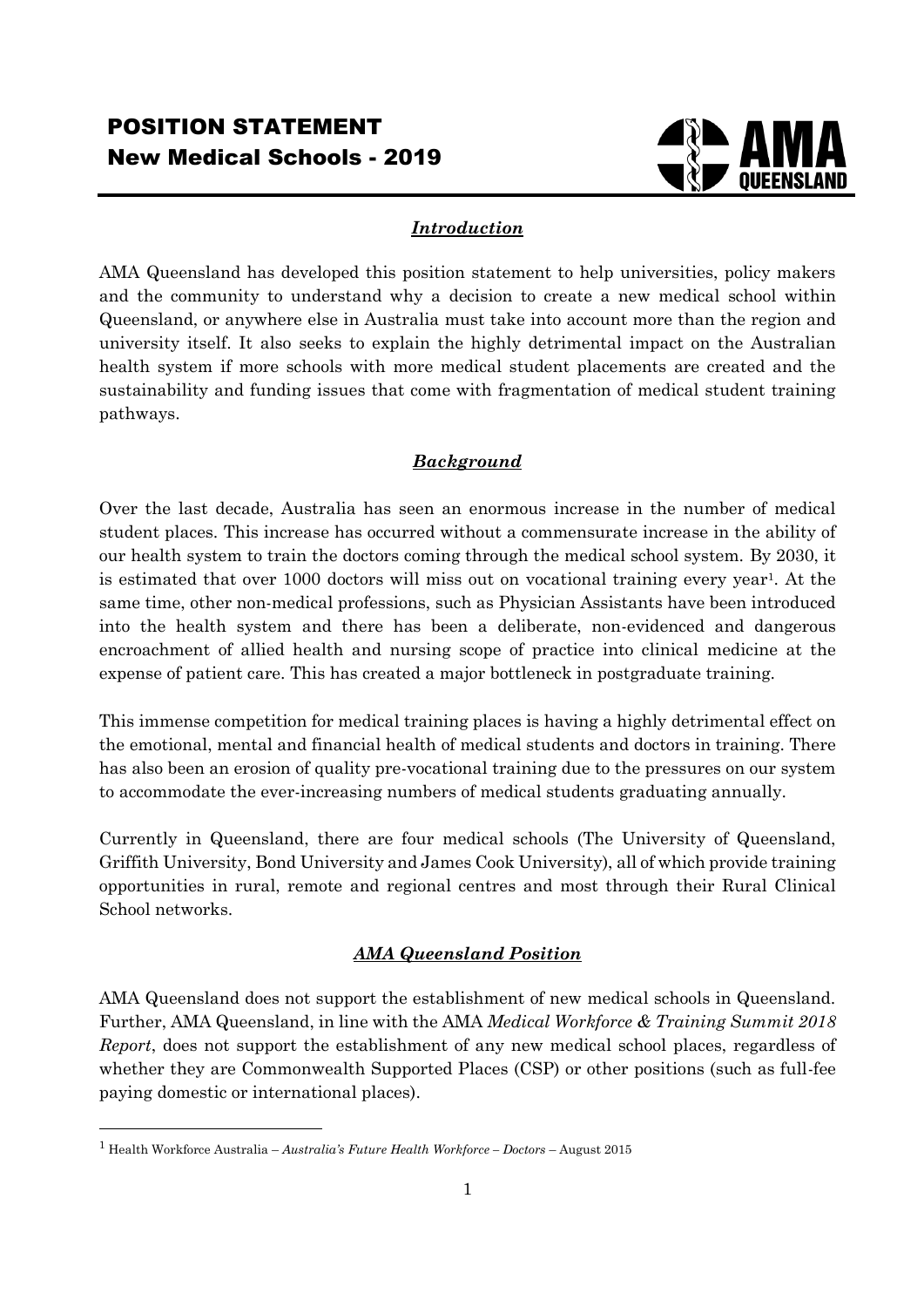# POSITION STATEMENT
## New Medical Schools - 2019

AMA QUEENSLAND

### *Introduction*

AMA Queensland has developed this position statement to help universities, policy makers and the community to understand why a decision to create a new medical school within Queensland, or anywhere else in Australia must take into account more than the region and university itself. It also seeks to explain the highly detrimental impact on the Australian health system if more schools with more medical student placements are created and the sustainability and funding issues that come with fragmentation of medical student training pathways.

### *Background*

Over the last decade, Australia has seen an enormous increase in the number of medical student places. This increase has occurred without a commensurate increase in the ability of our health system to train the doctors coming through the medical school system. By 2030, it is estimated that over 1000 doctors will miss out on vocational training every year[1]. At the same time, other non-medical professions, such as Physician Assistants have been introduced into the health system and there has been a deliberate, non-evidenced and dangerous encroachment of allied health and nursing scope of practice into clinical medicine at the expense of patient care. This has created a major bottleneck in postgraduate training.

This immense competition for medical training places is having a highly detrimental effect on the emotional, mental and financial health of medical students and doctors in training. There has also been an erosion of quality pre-vocational training due to the pressures on our system to accommodate the ever-increasing numbers of medical students graduating annually.

Currently in Queensland, there are four medical schools (The University of Queensland, Griffith University, Bond University and James Cook University), all of which provide training opportunities in rural, remote and regional centres and most through their Rural Clinical School networks.

### *AMA Queensland Position*

AMA Queensland does not support the establishment of new medical schools in Queensland. Further, AMA Queensland, in line with the AMA *Medical Workforce & Training Summit 2018 Report*, does not support the establishment of any new medical school places, regardless of whether they are Commonwealth Supported Places (CSP) or other positions (such as full-fee paying domestic or international places).

---

[1] Health Workforce Australia – *Australia's Future Health Workforce – Doctors* – August 2015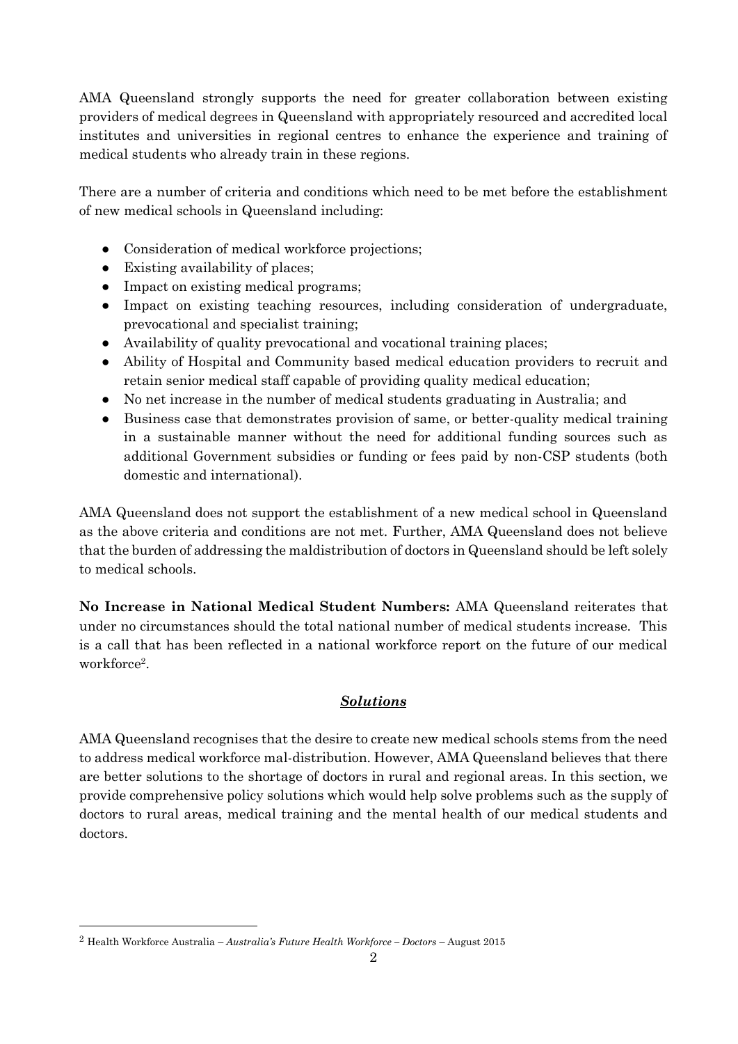AMA Queensland strongly supports the need for greater collaboration between existing providers of medical degrees in Queensland with appropriately resourced and accredited local institutes and universities in regional centres to enhance the experience and training of medical students who already train in these regions.

There are a number of criteria and conditions which need to be met before the establishment of new medical schools in Queensland including:

- Consideration of medical workforce projections;
- Existing availability of places;
- Impact on existing medical programs;
- Impact on existing teaching resources, including consideration of undergraduate, prevocational and specialist training;
- Availability of quality prevocational and vocational training places;
- Ability of Hospital and Community based medical education providers to recruit and retain senior medical staff capable of providing quality medical education;
- No net increase in the number of medical students graduating in Australia; and
- Business case that demonstrates provision of same, or better-quality medical training in a sustainable manner without the need for additional funding sources such as additional Government subsidies or funding or fees paid by non-CSP students (both domestic and international).

AMA Queensland does not support the establishment of a new medical school in Queensland as the above criteria and conditions are not met. Further, AMA Queensland does not believe that the burden of addressing the maldistribution of doctors in Queensland should be left solely to medical schools.

**No Increase in National Medical Student Numbers:** AMA Queensland reiterates that under no circumstances should the total national number of medical students increase. This is a call that has been reflected in a national workforce report on the future of our medical workforce[2].

## ***Solutions***

AMA Queensland recognises that the desire to create new medical schools stems from the need to address medical workforce mal-distribution. However, AMA Queensland believes that there are better solutions to the shortage of doctors in rural and regional areas. In this section, we provide comprehensive policy solutions which would help solve problems such as the supply of doctors to rural areas, medical training and the mental health of our medical students and doctors.

---

[2] Health Workforce Australia – *Australia's Future Health Workforce – Doctors* – August 2015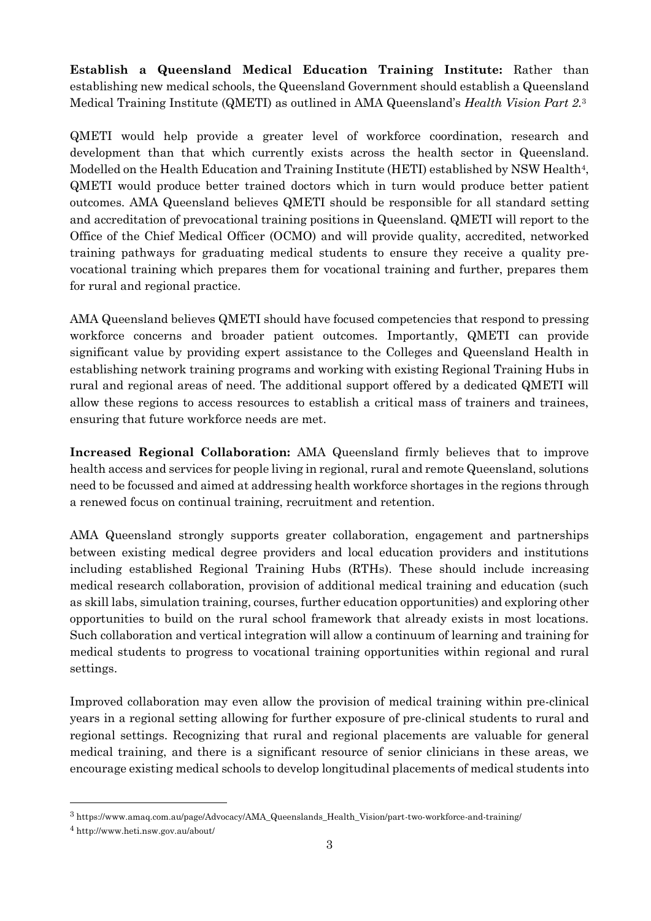**Establish a Queensland Medical Education Training Institute:** Rather than establishing new medical schools, the Queensland Government should establish a Queensland Medical Training Institute (QMETI) as outlined in AMA Queensland's *Health Vision Part 2.*[3]

QMETI would help provide a greater level of workforce coordination, research and development than that which currently exists across the health sector in Queensland. Modelled on the Health Education and Training Institute (HETI) established by NSW Health[4], QMETI would produce better trained doctors which in turn would produce better patient outcomes. AMA Queensland believes QMETI should be responsible for all standard setting and accreditation of prevocational training positions in Queensland. QMETI will report to the Office of the Chief Medical Officer (OCMO) and will provide quality, accredited, networked training pathways for graduating medical students to ensure they receive a quality pre-vocational training which prepares them for vocational training and further, prepares them for rural and regional practice.

AMA Queensland believes QMETI should have focused competencies that respond to pressing workforce concerns and broader patient outcomes. Importantly, QMETI can provide significant value by providing expert assistance to the Colleges and Queensland Health in establishing network training programs and working with existing Regional Training Hubs in rural and regional areas of need. The additional support offered by a dedicated QMETI will allow these regions to access resources to establish a critical mass of trainers and trainees, ensuring that future workforce needs are met.

**Increased Regional Collaboration:** AMA Queensland firmly believes that to improve health access and services for people living in regional, rural and remote Queensland, solutions need to be focussed and aimed at addressing health workforce shortages in the regions through a renewed focus on continual training, recruitment and retention.

AMA Queensland strongly supports greater collaboration, engagement and partnerships between existing medical degree providers and local education providers and institutions including established Regional Training Hubs (RTHs). These should include increasing medical research collaboration, provision of additional medical training and education (such as skill labs, simulation training, courses, further education opportunities) and exploring other opportunities to build on the rural school framework that already exists in most locations. Such collaboration and vertical integration will allow a continuum of learning and training for medical students to progress to vocational training opportunities within regional and rural settings.

Improved collaboration may even allow the provision of medical training within pre-clinical years in a regional setting allowing for further exposure of pre-clinical students to rural and regional settings. Recognizing that rural and regional placements are valuable for general medical training, and there is a significant resource of senior clinicians in these areas, we encourage existing medical schools to develop longitudinal placements of medical students into

---

[3] https://www.amaq.com.au/page/Advocacy/AMA_Queenslands_Health_Vision/part-two-workforce-and-training/

[4] http://www.heti.nsw.gov.au/about/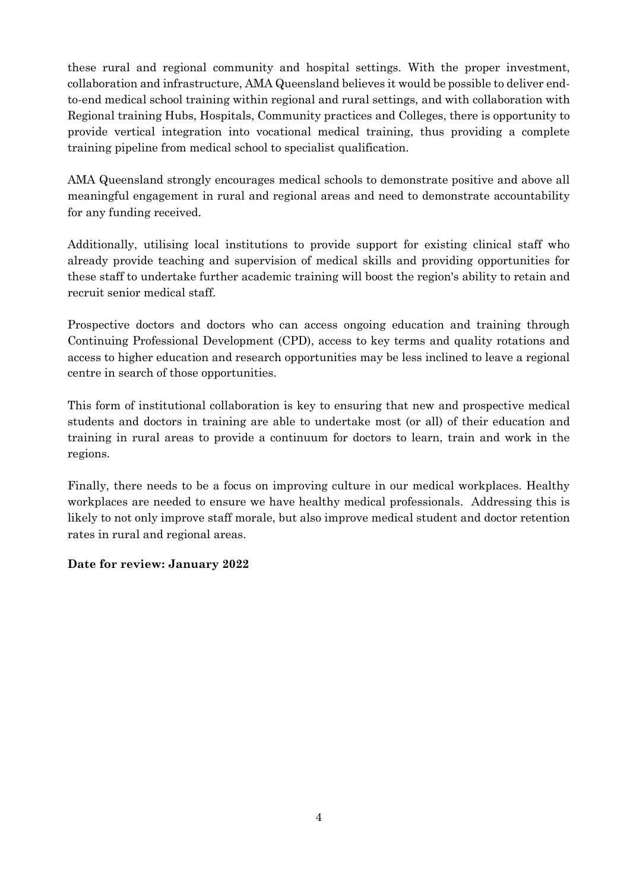these rural and regional community and hospital settings. With the proper investment, collaboration and infrastructure, AMA Queensland believes it would be possible to deliver end-to-end medical school training within regional and rural settings, and with collaboration with Regional training Hubs, Hospitals, Community practices and Colleges, there is opportunity to provide vertical integration into vocational medical training, thus providing a complete training pipeline from medical school to specialist qualification.

AMA Queensland strongly encourages medical schools to demonstrate positive and above all meaningful engagement in rural and regional areas and need to demonstrate accountability for any funding received.

Additionally, utilising local institutions to provide support for existing clinical staff who already provide teaching and supervision of medical skills and providing opportunities for these staff to undertake further academic training will boost the region's ability to retain and recruit senior medical staff.

Prospective doctors and doctors who can access ongoing education and training through Continuing Professional Development (CPD), access to key terms and quality rotations and access to higher education and research opportunities may be less inclined to leave a regional centre in search of those opportunities.

This form of institutional collaboration is key to ensuring that new and prospective medical students and doctors in training are able to undertake most (or all) of their education and training in rural areas to provide a continuum for doctors to learn, train and work in the regions.

Finally, there needs to be a focus on improving culture in our medical workplaces. Healthy workplaces are needed to ensure we have healthy medical professionals. Addressing this is likely to not only improve staff morale, but also improve medical student and doctor retention rates in rural and regional areas.

**Date for review: January 2022**